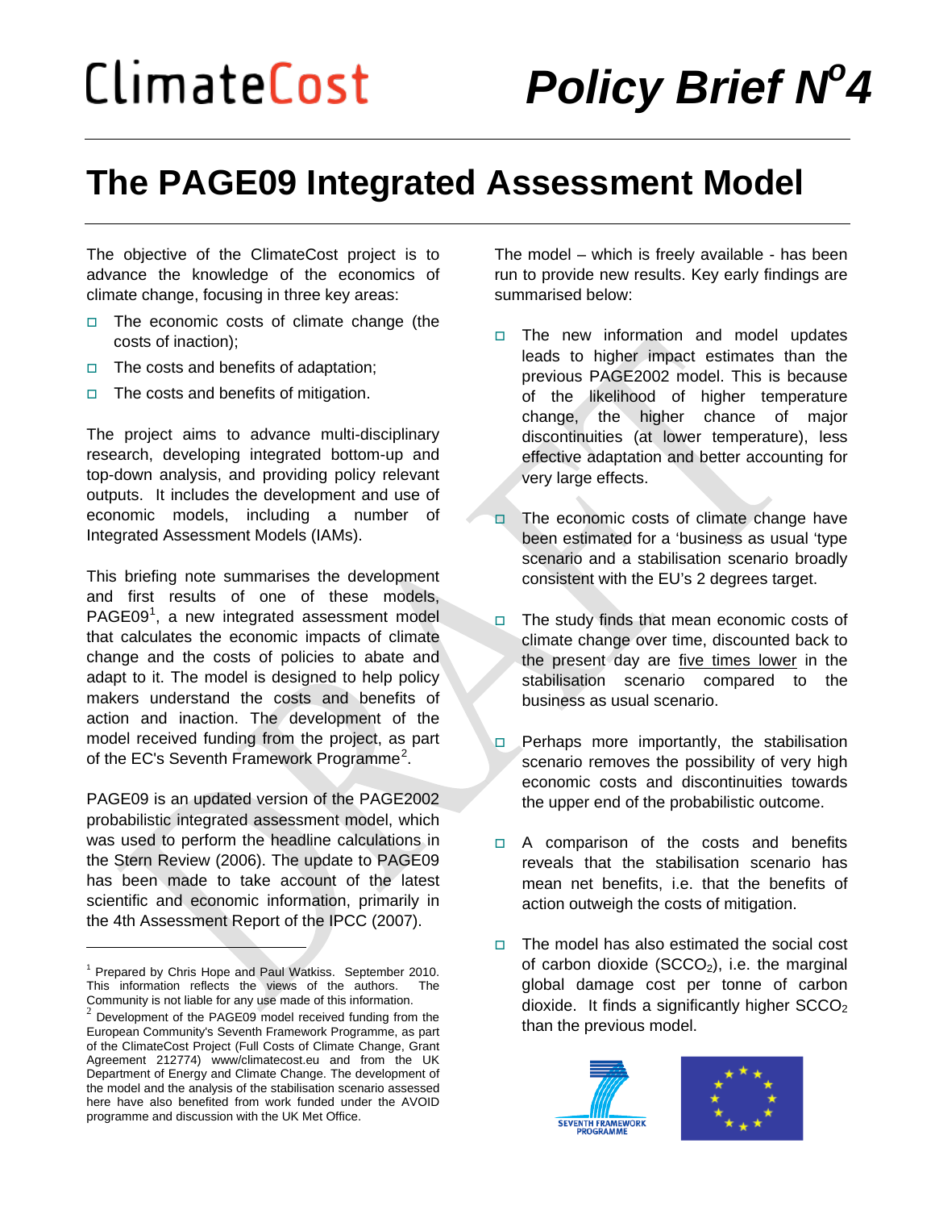ClimateCost

# Policy Brief N°4

# The PAGE09 Integrated Assessment Model

The objective of the ClimateCost project is to advance the knowledge of the economics of climate change, focusing in three key areas:

- The economic costs of climate change (the costs of inaction);
- The costs and benefits of adaptation;
- The costs and benefits of mitigation.

The project aims to advance multi-disciplinary research, developing integrated bottom-up and top-down analysis, and providing policy relevant outputs. It includes the development and use of economic models, including a number of Integrated Assessment Models (IAMs).

This briefing note summarises the development and first results of one of these models, PAGE09[1], a new integrated assessment model that calculates the economic impacts of climate change and the costs of policies to abate and adapt to it. The model is designed to help policy makers understand the costs and benefits of action and inaction. The development of the model received funding from the project, as part of the EC's Seventh Framework Programme[2].

PAGE09 is an updated version of the PAGE2002 probabilistic integrated assessment model, which was used to perform the headline calculations in the Stern Review (2006). The update to PAGE09 has been made to take account of the latest scientific and economic information, primarily in the 4th Assessment Report of the IPCC (2007).

The model – which is freely available - has been run to provide new results. Key early findings are summarised below:

- The new information and model updates leads to higher impact estimates than the previous PAGE2002 model. This is because of the likelihood of higher temperature change, the higher chance of major discontinuities (at lower temperature), less effective adaptation and better accounting for very large effects.
- The economic costs of climate change have been estimated for a 'business as usual 'type scenario and a stabilisation scenario broadly consistent with the EU's 2 degrees target.
- The study finds that mean economic costs of climate change over time, discounted back to the present day are five times lower in the stabilisation scenario compared to the business as usual scenario.
- Perhaps more importantly, the stabilisation scenario removes the possibility of very high economic costs and discontinuities towards the upper end of the probabilistic outcome.
- A comparison of the costs and benefits reveals that the stabilisation scenario has mean net benefits, i.e. that the benefits of action outweigh the costs of mitigation.
- The model has also estimated the social cost of carbon dioxide ($SCCO_2$), i.e. the marginal global damage cost per tonne of carbon dioxide. It finds a significantly higher $SCCO_2$ than the previous model.

---

[1] Prepared by Chris Hope and Paul Watkiss. September 2010. This information reflects the views of the authors. The Community is not liable for any use made of this information.

[2] Development of the PAGE09 model received funding from the European Community's Seventh Framework Programme, as part of the ClimateCost Project (Full Costs of Climate Change, Grant Agreement 212774) www/climatecost.eu and from the UK Department of Energy and Climate Change. The development of the model and the analysis of the stabilisation scenario assessed here have also benefited from work funded under the AVOID programme and discussion with the UK Met Office.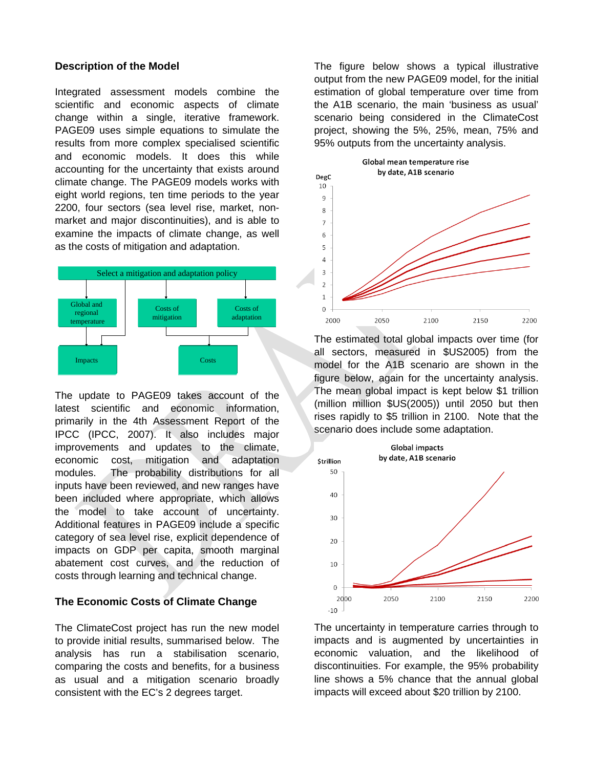## Description of the Model

Integrated assessment models combine the scientific and economic aspects of climate change within a single, iterative framework. PAGE09 uses simple equations to simulate the results from more complex specialised scientific and economic models. It does this while accounting for the uncertainty that exists around climate change. The PAGE09 models works with eight world regions, ten time periods to the year 2200, four sectors (sea level rise, market, non-market and major discontinuities), and is able to examine the impacts of climate change, as well as the costs of mitigation and adaptation.

Select a mitigation and adaptation policy

Global and regional temperature | Costs of mitigation | Costs of adaptation

Impacts | Costs

The update to PAGE09 takes account of the latest scientific and economic information, primarily in the 4th Assessment Report of the IPCC (IPCC, 2007). It also includes major improvements and updates to the climate, economic cost, mitigation and adaptation modules. The probability distributions for all inputs have been reviewed, and new ranges have been included where appropriate, which allows the model to take account of uncertainty. Additional features in PAGE09 include a specific category of sea level rise, explicit dependence of impacts on GDP per capita, smooth marginal abatement cost curves, and the reduction of costs through learning and technical change.

## The Economic Costs of Climate Change

The ClimateCost project has run the new model to provide initial results, summarised below. The analysis has run a stabilisation scenario, comparing the costs and benefits, for a business as usual and a mitigation scenario broadly consistent with the EC's 2 degrees target.

The figure below shows a typical illustrative output from the new PAGE09 model, for the initial estimation of global temperature over time from the A1B scenario, the main 'business as usual' scenario being considered in the ClimateCost project, showing the 5%, 25%, mean, 75% and 95% outputs from the uncertainty analysis.

Global mean temperature rise by date, A1B scenario

The estimated total global impacts over time (for all sectors, measured in $US2005) from the model for the A1B scenario are shown in the figure below, again for the uncertainty analysis. The mean global impact is kept below $1 trillion (million million $US(2005)) until 2050 but then rises rapidly to $5 trillion in 2100. Note that the scenario does include some adaptation.

Global impacts by date, A1B scenario

The uncertainty in temperature carries through to impacts and is augmented by uncertainties in economic valuation, and the likelihood of discontinuities. For example, the 95% probability line shows a 5% chance that the annual global impacts will exceed about $20 trillion by 2100.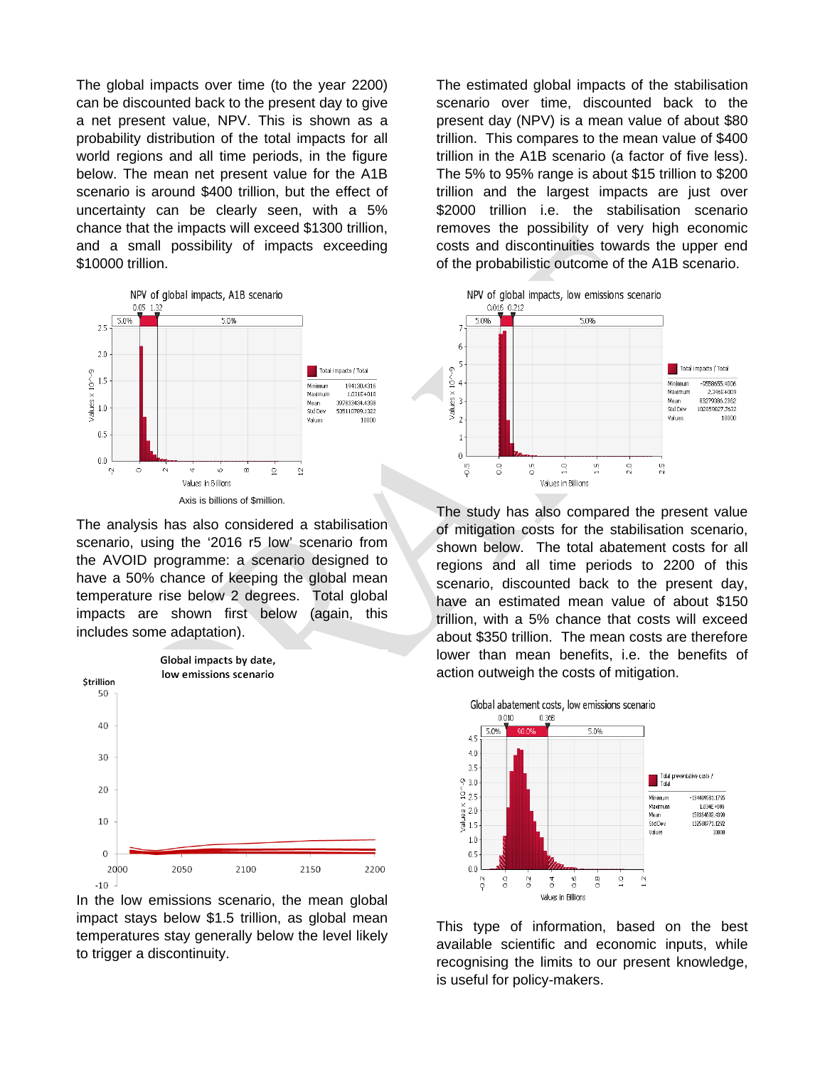The global impacts over time (to the year 2200) can be discounted back to the present day to give a net present value, NPV. This is shown as a probability distribution of the total impacts for all world regions and all time periods, in the figure below. The mean net present value for the A1B scenario is around \$400 trillion, but the effect of uncertainty can be clearly seen, with a 5% chance that the impacts will exceed \$1300 trillion, and a small possibility of impacts exceeding \$10000 trillion.

Axis is billions of \$million.

The analysis has also considered a stabilisation scenario, using the '2016 r5 low' scenario from the AVOID programme: a scenario designed to have a 50% chance of keeping the global mean temperature rise below 2 degrees. Total global impacts are shown first below (again, this includes some adaptation).

In the low emissions scenario, the mean global impact stays below \$1.5 trillion, as global mean temperatures stay generally below the level likely to trigger a discontinuity.

The estimated global impacts of the stabilisation scenario over time, discounted back to the present day (NPV) is a mean value of about \$80 trillion. This compares to the mean value of \$400 trillion in the A1B scenario (a factor of five less). The 5% to 95% range is about \$15 trillion to \$200 trillion and the largest impacts are just over \$2000 trillion i.e. the stabilisation scenario removes the possibility of very high economic costs and discontinuities towards the upper end of the probabilistic outcome of the A1B scenario.

The study has also compared the present value of mitigation costs for the stabilisation scenario, shown below. The total abatement costs for all regions and all time periods to 2200 of this scenario, discounted back to the present day, have an estimated mean value of about \$150 trillion, with a 5% chance that costs will exceed about \$350 trillion. The mean costs are therefore lower than mean benefits, i.e. the benefits of action outweigh the costs of mitigation.

This type of information, based on the best available scientific and economic inputs, while recognising the limits to our present knowledge, is useful for policy-makers.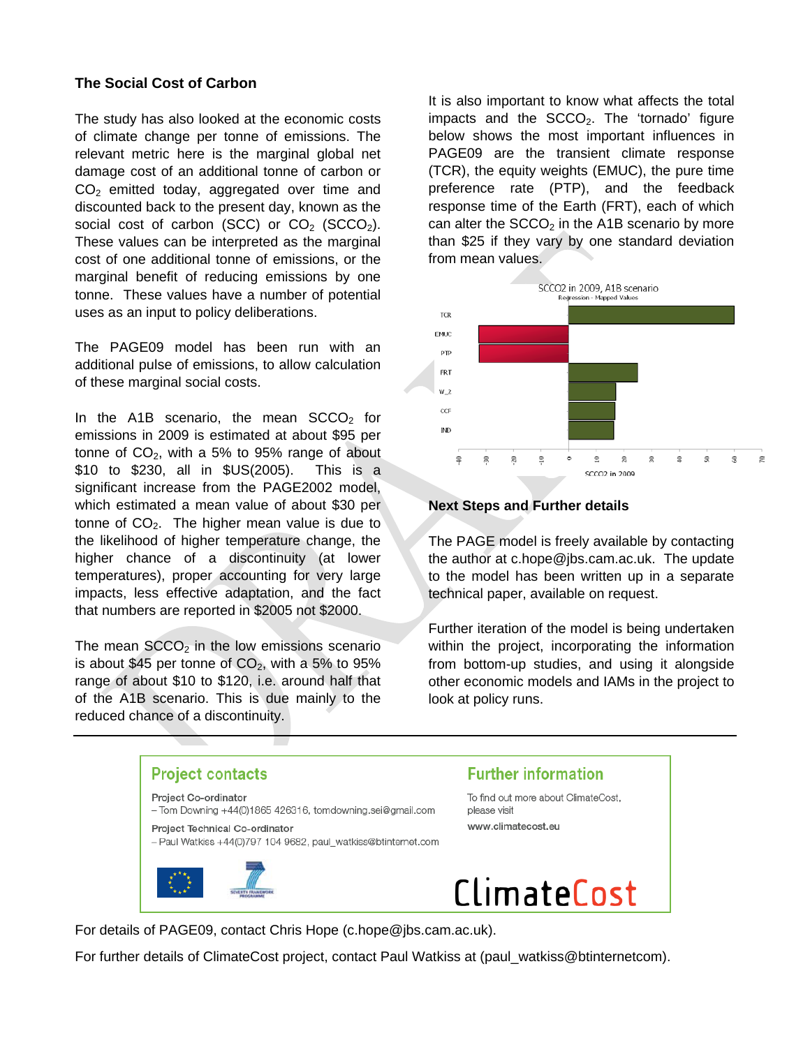## The Social Cost of Carbon

The study has also looked at the economic costs of climate change per tonne of emissions. The relevant metric here is the marginal global net damage cost of an additional tonne of carbon or $CO_2$ emitted today, aggregated over time and discounted back to the present day, known as the social cost of carbon (SCC) or $CO_2$ ($SCCO_2$). These values can be interpreted as the marginal cost of one additional tonne of emissions, or the marginal benefit of reducing emissions by one tonne. These values have a number of potential uses as an input to policy deliberations.

The PAGE09 model has been run with an additional pulse of emissions, to allow calculation of these marginal social costs.

In the A1B scenario, the mean $SCCO_2$ for emissions in 2009 is estimated at about \$95 per tonne of $CO_2$, with a 5% to 95% range of about \$10 to \$230, all in \$US(2005). This is a significant increase from the PAGE2002 model, which estimated a mean value of about \$30 per tonne of $CO_2$. The higher mean value is due to the likelihood of higher temperature change, the higher chance of a discontinuity (at lower temperatures), proper accounting for very large impacts, less effective adaptation, and the fact that numbers are reported in \$2005 not \$2000.

The mean $SCCO_2$ in the low emissions scenario is about \$45 per tonne of $CO_2$, with a 5% to 95% range of about \$10 to \$120, i.e. around half that of the A1B scenario. This is due mainly to the reduced chance of a discontinuity.

It is also important to know what affects the total impacts and the $SCCO_2$. The 'tornado' figure below shows the most important influences in PAGE09 are the transient climate response (TCR), the equity weights (EMUC), the pure time preference rate (PTP), and the feedback response time of the Earth (FRT), each of which can alter the $SCCO_2$ in the A1B scenario by more than \$25 if they vary by one standard deviation from mean values.

SCCO2 in 2009, A1B scenario
Regression - Mapped Values
TCR
EMUC
PTP
FRT
W_2
CCF
IND
-40 -30 -20 -10 0 10 20 30 40 50 60 70
SCCO2 in 2009

## Next Steps and Further details

The PAGE model is freely available by contacting the author at c.hope@jbs.cam.ac.uk. The update to the model has been written up in a separate technical paper, available on request.

Further iteration of the model is being undertaken within the project, incorporating the information from bottom-up studies, and using it alongside other economic models and IAMs in the project to look at policy runs.

---

### Project contacts

Project Co-ordinator
– Tom Downing +44(0)1865 426316, tomdowning.sei@gmail.com

Project Technical Co-ordinator
– Paul Watkiss +44(0)797 104 9682, paul_watkiss@btinternet.com

### Further information

To find out more about ClimateCost, please visit

www.climatecost.eu

ClimateCost

For details of PAGE09, contact Chris Hope (c.hope@jbs.cam.ac.uk).

For further details of ClimateCost project, contact Paul Watkiss at (paul_watkiss@btinternetcom).